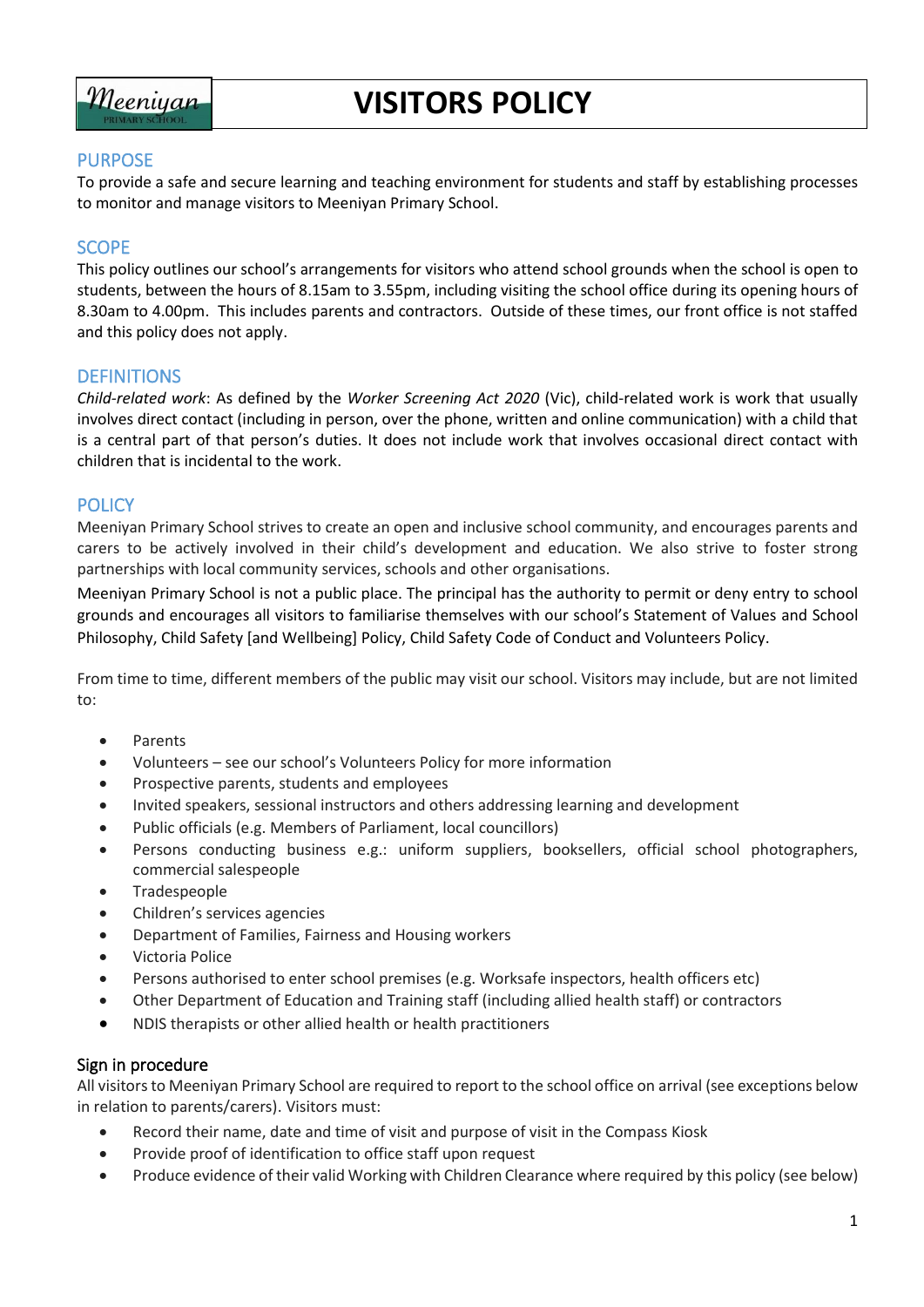# VISITORS POLICY

## PURPOSE

To provide a safe and secure learning and teaching environment for students and staff by establishing processes to monitor and manage visitors to Meeniyan Primary School.

## SCOPE

This policy outlines our school's arrangements for visitors who attend school grounds when the school is open to students, between the hours of 8.15am to 3.55pm, including visiting the school office during its opening hours of 8.30am to 4.00pm. This includes parents and contractors. Outside of these times, our front office is not staffed and this policy does not apply.

## DEFINITIONS

*Child-related work*: As defined by the *Worker Screening Act 2020* (Vic), child-related work is work that usually involves direct contact (including in person, over the phone, written and online communication) with a child that is a central part of that person's duties. It does not include work that involves occasional direct contact with children that is incidental to the work.

## POLICY

Meeniyan Primary School strives to create an open and inclusive school community, and encourages parents and carers to be actively involved in their child's development and education. We also strive to foster strong partnerships with local community services, schools and other organisations.

Meeniyan Primary School is not a public place. The principal has the authority to permit or deny entry to school grounds and encourages all visitors to familiarise themselves with our school's Statement of Values and School Philosophy, Child Safety [and Wellbeing] Policy, Child Safety Code of Conduct and Volunteers Policy.

From time to time, different members of the public may visit our school. Visitors may include, but are not limited to:

- Parents
- Volunteers – see our school's Volunteers Policy for more information
- Prospective parents, students and employees
- Invited speakers, sessional instructors and others addressing learning and development
- Public officials (e.g. Members of Parliament, local councillors)
- Persons conducting business e.g.: uniform suppliers, booksellers, official school photographers, commercial salespeople
- Tradespeople
- Children's services agencies
- Department of Families, Fairness and Housing workers
- Victoria Police
- Persons authorised to enter school premises (e.g. Worksafe inspectors, health officers etc)
- Other Department of Education and Training staff (including allied health staff) or contractors
- NDIS therapists or other allied health or health practitioners

### Sign in procedure

All visitors to Meeniyan Primary School are required to report to the school office on arrival (see exceptions below in relation to parents/carers). Visitors must:

- Record their name, date and time of visit and purpose of visit in the Compass Kiosk
- Provide proof of identification to office staff upon request
- Produce evidence of their valid Working with Children Clearance where required by this policy (see below)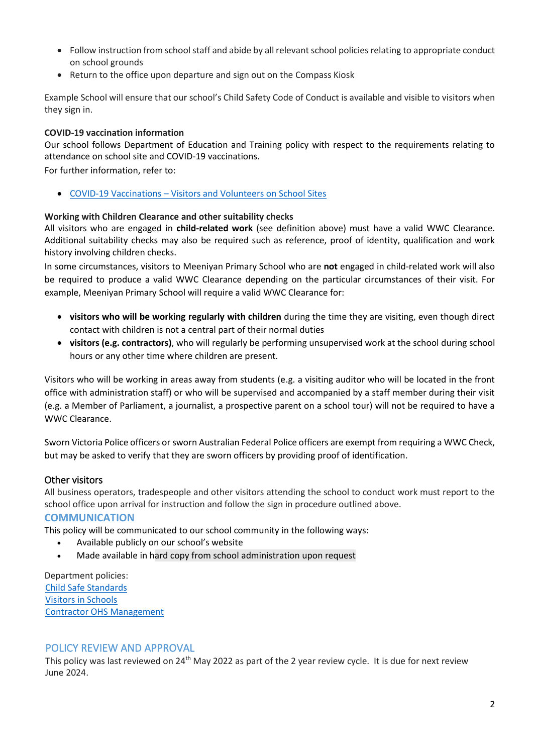- Follow instruction from school staff and abide by all relevant school policies relating to appropriate conduct on school grounds
- Return to the office upon departure and sign out on the Compass Kiosk

Example School will ensure that our school's Child Safety Code of Conduct is available and visible to visitors when they sign in.

**COVID-19 vaccination information**

Our school follows Department of Education and Training policy with respect to the requirements relating to attendance on school site and COVID-19 vaccinations.

For further information, refer to:

- COVID-19 Vaccinations – Visitors and Volunteers on School Sites

**Working with Children Clearance and other suitability checks**

All visitors who are engaged in **child-related work** (see definition above) must have a valid WWC Clearance. Additional suitability checks may also be required such as reference, proof of identity, qualification and work history involving children checks.

In some circumstances, visitors to Meeniyan Primary School who are **not** engaged in child-related work will also be required to produce a valid WWC Clearance depending on the particular circumstances of their visit. For example, Meeniyan Primary School will require a valid WWC Clearance for:

- **visitors who will be working regularly with children** during the time they are visiting, even though direct contact with children is not a central part of their normal duties
- **visitors (e.g. contractors)**, who will regularly be performing unsupervised work at the school during school hours or any other time where children are present.

Visitors who will be working in areas away from students (e.g. a visiting auditor who will be located in the front office with administration staff) or who will be supervised and accompanied by a staff member during their visit (e.g. a Member of Parliament, a journalist, a prospective parent on a school tour) will not be required to have a WWC Clearance.

Sworn Victoria Police officers or sworn Australian Federal Police officers are exempt from requiring a WWC Check, but may be asked to verify that they are sworn officers by providing proof of identification.

### Other visitors

All business operators, tradespeople and other visitors attending the school to conduct work must report to the school office upon arrival for instruction and follow the sign in procedure outlined above.

## COMMUNICATION

This policy will be communicated to our school community in the following ways:

- Available publicly on our school's website
- Made available in hard copy from school administration upon request

Department policies:
Child Safe Standards
Visitors in Schools
Contractor OHS Management

## POLICY REVIEW AND APPROVAL

This policy was last reviewed on 24th May 2022 as part of the 2 year review cycle. It is due for next review June 2024.